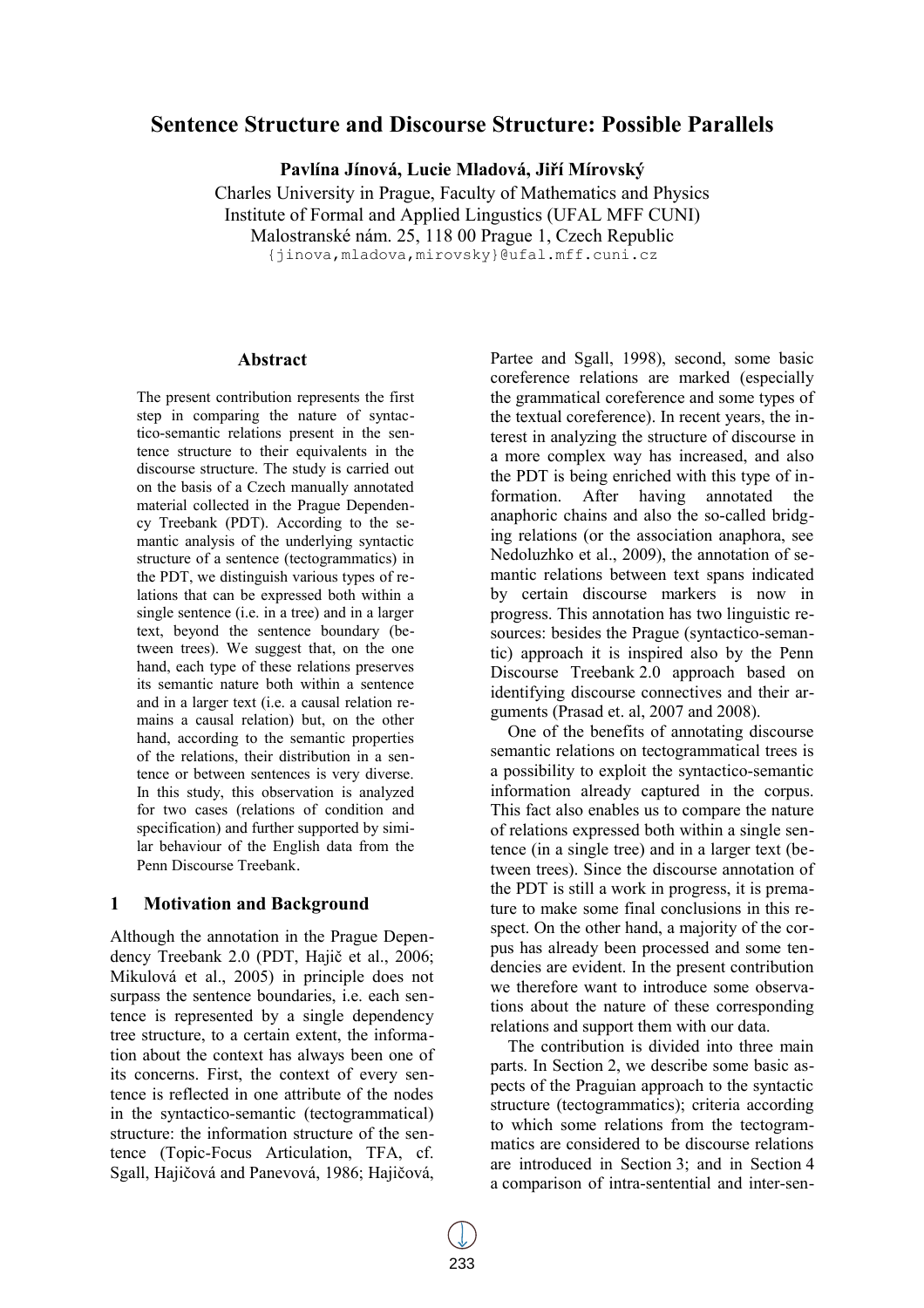# Sentence Structure and Discourse Structure: Possible Parallels

**Pavlína Jínová, Lucie Mladová, Jiří Mírovský**

Charles University in Prague, Faculty of Mathematics and Physics
Institute of Formal and Applied Lingustics (UFAL MFF CUNI)
Malostranské nám. 25, 118 00 Prague 1, Czech Republic
{jinova,mladova,mirovsky}@ufal.mff.cuni.cz

### Abstract

The present contribution represents the first step in comparing the nature of syntactico-semantic relations present in the sentence structure to their equivalents in the discourse structure. The study is carried out on the basis of a Czech manually annotated material collected in the Prague Dependency Treebank (PDT). According to the semantic analysis of the underlying syntactic structure of a sentence (tectogrammatics) in the PDT, we distinguish various types of relations that can be expressed both within a single sentence (i.e. in a tree) and in a larger text, beyond the sentence boundary (between trees). We suggest that, on the one hand, each type of these relations preserves its semantic nature both within a sentence and in a larger text (i.e. a causal relation remains a causal relation) but, on the other hand, according to the semantic properties of the relations, their distribution in a sentence or between sentences is very diverse. In this study, this observation is analyzed for two cases (relations of condition and specification) and further supported by similar behaviour of the English data from the Penn Discourse Treebank.

## 1 Motivation and Background

Although the annotation in the Prague Dependency Treebank 2.0 (PDT, Hajič et al., 2006; Mikulová et al., 2005) in principle does not surpass the sentence boundaries, i.e. each sentence is represented by a single dependency tree structure, to a certain extent, the information about the context has always been one of its concerns. First, the context of every sentence is reflected in one attribute of the nodes in the syntactico-semantic (tectogrammatical) structure: the information structure of the sentence (Topic-Focus Articulation, TFA, cf. Sgall, Hajičová and Panevová, 1986; Hajičová, Partee and Sgall, 1998), second, some basic coreference relations are marked (especially the grammatical coreference and some types of the textual coreference). In recent years, the interest in analyzing the structure of discourse in a more complex way has increased, and also the PDT is being enriched with this type of information. After having annotated the anaphoric chains and also the so-called bridging relations (or the association anaphora, see Nedoluzhko et al., 2009), the annotation of semantic relations between text spans indicated by certain discourse markers is now in progress. This annotation has two linguistic resources: besides the Prague (syntactico-semantic) approach it is inspired also by the Penn Discourse Treebank 2.0 approach based on identifying discourse connectives and their arguments (Prasad et. al, 2007 and 2008).

One of the benefits of annotating discourse semantic relations on tectogrammatical trees is a possibility to exploit the syntactico-semantic information already captured in the corpus. This fact also enables us to compare the nature of relations expressed both within a single sentence (in a single tree) and in a larger text (between trees). Since the discourse annotation of the PDT is still a work in progress, it is premature to make some final conclusions in this respect. On the other hand, a majority of the corpus has already been processed and some tendencies are evident. In the present contribution we therefore want to introduce some observations about the nature of these corresponding relations and support them with our data.

The contribution is divided into three main parts. In Section 2, we describe some basic aspects of the Praguian approach to the syntactic structure (tectogrammatics); criteria according to which some relations from the tectogrammatics are considered to be discourse relations are introduced in Section 3; and in Section 4 a comparison of intra-sentential and inter-sen-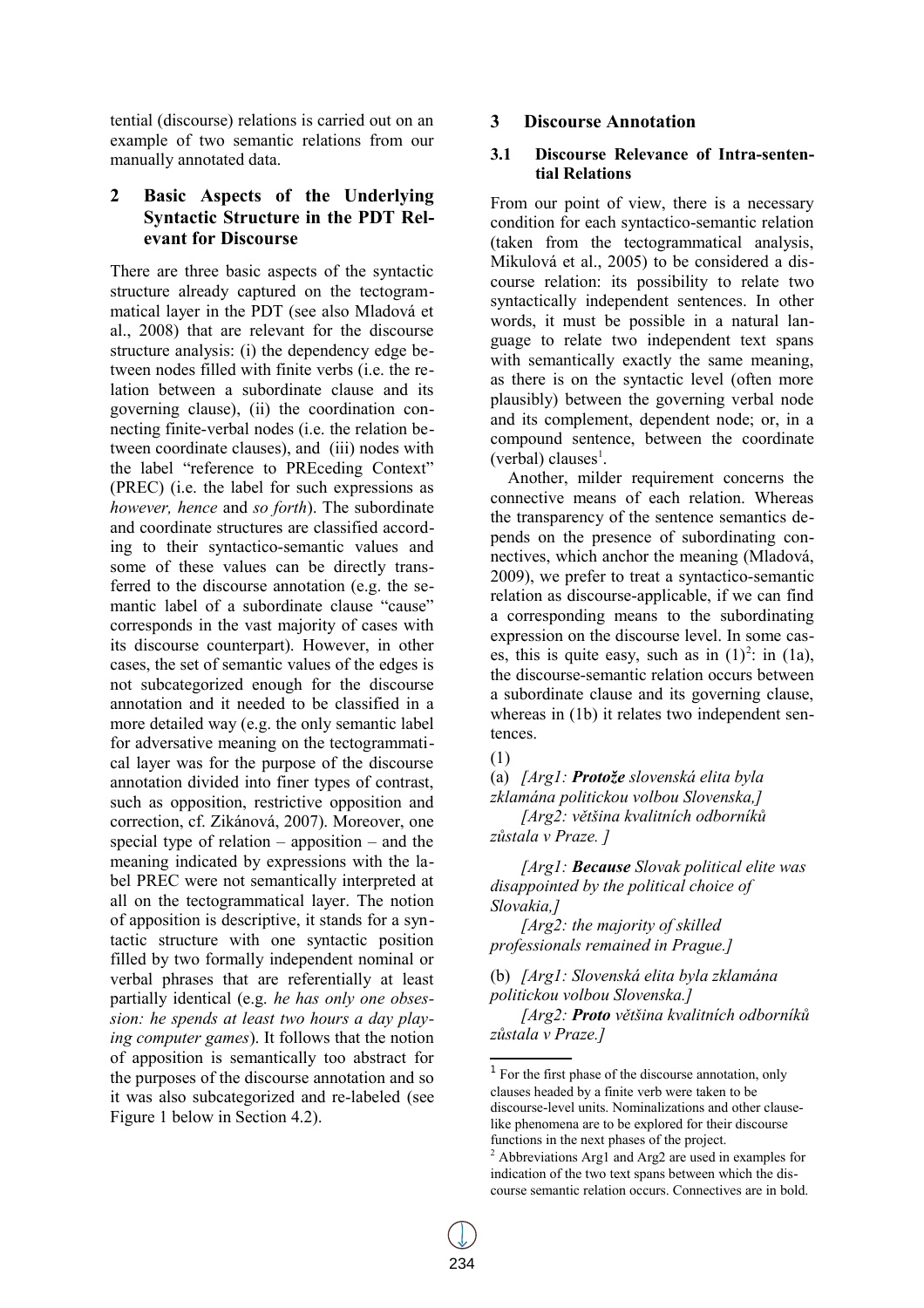tential (discourse) relations is carried out on an example of two semantic relations from our manually annotated data.

## 2 Basic Aspects of the Underlying Syntactic Structure in the PDT Relevant for Discourse

There are three basic aspects of the syntactic structure already captured on the tectogrammatical layer in the PDT (see also Mladová et al., 2008) that are relevant for the discourse structure analysis: (i) the dependency edge between nodes filled with finite verbs (i.e. the relation between a subordinate clause and its governing clause), (ii) the coordination connecting finite-verbal nodes (i.e. the relation between coordinate clauses), and (iii) nodes with the label "reference to PREceding Context" (PREC) (i.e. the label for such expressions as *however, hence* and *so forth*). The subordinate and coordinate structures are classified according to their syntactico-semantic values and some of these values can be directly transferred to the discourse annotation (e.g. the semantic label of a subordinate clause "cause" corresponds in the vast majority of cases with its discourse counterpart). However, in other cases, the set of semantic values of the edges is not subcategorized enough for the discourse annotation and it needed to be classified in a more detailed way (e.g. the only semantic label for adversative meaning on the tectogrammatical layer was for the purpose of the discourse annotation divided into finer types of contrast, such as opposition, restrictive opposition and correction, cf. Zikánová, 2007). Moreover, one special type of relation – apposition – and the meaning indicated by expressions with the label PREC were not semantically interpreted at all on the tectogrammatical layer. The notion of apposition is descriptive, it stands for a syntactic structure with one syntactic position filled by two formally independent nominal or verbal phrases that are referentially at least partially identical (e.g. *he has only one obsession: he spends at least two hours a day playing computer games*). It follows that the notion of apposition is semantically too abstract for the purposes of the discourse annotation and so it was also subcategorized and re-labeled (see Figure 1 below in Section 4.2).

## 3 Discourse Annotation

### 3.1 Discourse Relevance of Intra-sentential Relations

From our point of view, there is a necessary condition for each syntactico-semantic relation (taken from the tectogrammatical analysis, Mikulová et al., 2005) to be considered a discourse relation: its possibility to relate two syntactically independent sentences. In other words, it must be possible in a natural language to relate two independent text spans with semantically exactly the same meaning, as there is on the syntactic level (often more plausibly) between the governing verbal node and its complement, dependent node; or, in a compound sentence, between the coordinate (verbal) clauses[1].

Another, milder requirement concerns the connective means of each relation. Whereas the transparency of the sentence semantics depends on the presence of subordinating connectives, which anchor the meaning (Mladová, 2009), we prefer to treat a syntactico-semantic relation as discourse-applicable, if we can find a corresponding means to the subordinating expression on the discourse level. In some cases, this is quite easy, such as in (1)[2]: in (1a), the discourse-semantic relation occurs between a subordinate clause and its governing clause, whereas in (1b) it relates two independent sentences.

(1)

(a) *[Arg1: **Protože** slovenská elita byla zklamána politickou volbou Slovenska,]*
*[Arg2: většina kvalitních odborníků zůstala v Praze. ]*

*[Arg1: **Because** Slovak political elite was disappointed by the political choice of Slovakia,]*
*[Arg2: the majority of skilled professionals remained in Prague.]*

(b) *[Arg1: Slovenská elita byla zklamána politickou volbou Slovenska.]*
*[Arg2: **Proto** většina kvalitních odborníků zůstala v Praze.]*

---

[1] For the first phase of the discourse annotation, only clauses headed by a finite verb were taken to be discourse-level units. Nominalizations and other clause-like phenomena are to be explored for their discourse functions in the next phases of the project.

[2] Abbreviations Arg1 and Arg2 are used in examples for indication of the two text spans between which the discourse semantic relation occurs. Connectives are in bold.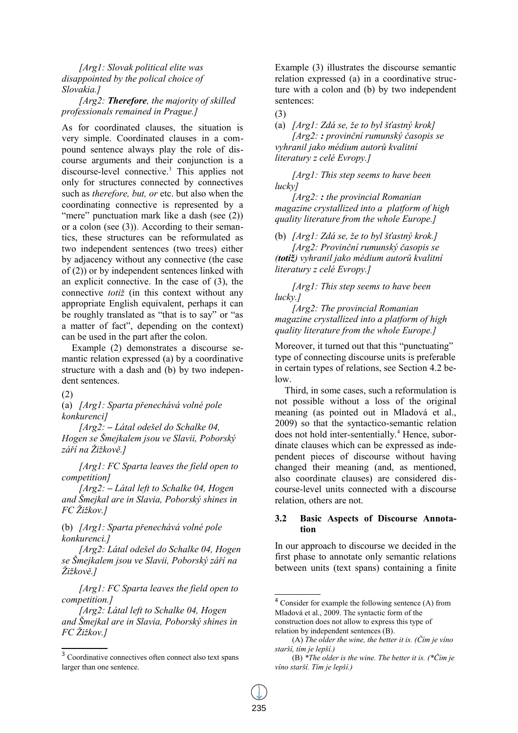*[Arg1: Slovak political elite was disappointed by the polical choice of Slovakia.]*

*[Arg2: **Therefore**, the majority of skilled professionals remained in Prague.]*

As for coordinated clauses, the situation is very simple. Coordinated clauses in a compound sentence always play the role of discourse arguments and their conjunction is a discourse-level connective.[3] This applies not only for structures connected by connectives such as *therefore, but, or* etc. but also when the coordinating connective is represented by a "mere" punctuation mark like a dash (see (2)) or a colon (see (3)). According to their semantics, these structures can be reformulated as two independent sentences (two trees) either by adjacency without any connective (the case of (2)) or by independent sentences linked with an explicit connective. In the case of (3), the connective *totiž* (in this context without any appropriate English equivalent, perhaps it can be roughly translated as "that is to say" or "as a matter of fact", depending on the context) can be used in the part after the colon.

Example (2) demonstrates a discourse semantic relation expressed (a) by a coordinative structure with a dash and (b) by two independent sentences.

(2)

(a) *[Arg1: Sparta přenechává volné pole konkurenci]*

*[Arg2: **–** Látal odešel do Schalke 04, Hogen se Šmejkalem jsou ve Slavii, Poborský září na Žižkově.]*

*[Arg1: FC Sparta leaves the field open to competition]*

*[Arg2: **–** Látal left to Schalke 04, Hogen and Šmejkal are in Slavia, Poborský shines in FC Žižkov.]*

(b) *[Arg1: Sparta přenechává volné pole konkurenci.]*

*[Arg2: Látal odešel do Schalke 04, Hogen se Šmejkalem jsou ve Slavii, Poborský září na Žižkově.]*

*[Arg1: FC Sparta leaves the field open to competition.]*

*[Arg2: Látal left to Schalke 04, Hogen and Šmejkal are in Slavia, Poborský shines in FC Žižkov.]*

Example (3) illustrates the discourse semantic relation expressed (a) in a coordinative structure with a colon and (b) by two independent sentences:

(3)

(a) *[Arg1: Zdá se, že to byl šťastný krok]*

*[Arg2: **:** provinční rumunský časopis se vyhranil jako médium autorů kvalitní literatury z celé Evropy.]*

*[Arg1: This step seems to have been lucky]*

*[Arg2: **:** the provincial Romanian magazine crystallized into a platform of high quality literature from the whole Europe.]*

(b) *[Arg1: Zdá se, že to byl šťastný krok.]*

*[Arg2: Provinční rumunský časopis se **(totiž)** vyhranil jako médium autorů kvalitní literatury z celé Evropy.]*

*[Arg1: This step seems to have been lucky.]*

*[Arg2: The provincial Romanian magazine crystallized into a platform of high quality literature from the whole Europe.]*

Moreover, it turned out that this "punctuating" type of connecting discourse units is preferable in certain types of relations, see Section 4.2 below.

Third, in some cases, such a reformulation is not possible without a loss of the original meaning (as pointed out in Mladová et al., 2009) so that the syntactico-semantic relation does not hold inter-sententially.[4] Hence, subordinate clauses which can be expressed as independent pieces of discourse without having changed their meaning (and, as mentioned, also coordinate clauses) are considered discourse-level units connected with a discourse relation, others are not.

### 3.2 Basic Aspects of Discourse Annotation

In our approach to discourse we decided in the first phase to annotate only semantic relations between units (text spans) containing a finite

[3] Coordinative connectives often connect also text spans larger than one sentence.

[4] Consider for example the following sentence (A) from Mladová et al., 2009. The syntactic form of the construction does not allow to express this type of relation by independent sentences (B).

(A) *The older the wine, the better it is. (Čím je víno starší, tím je lepší.)*

(B) *\*The older is the wine. The better it is. (\*Čím je víno starší. Tím je lepší.)*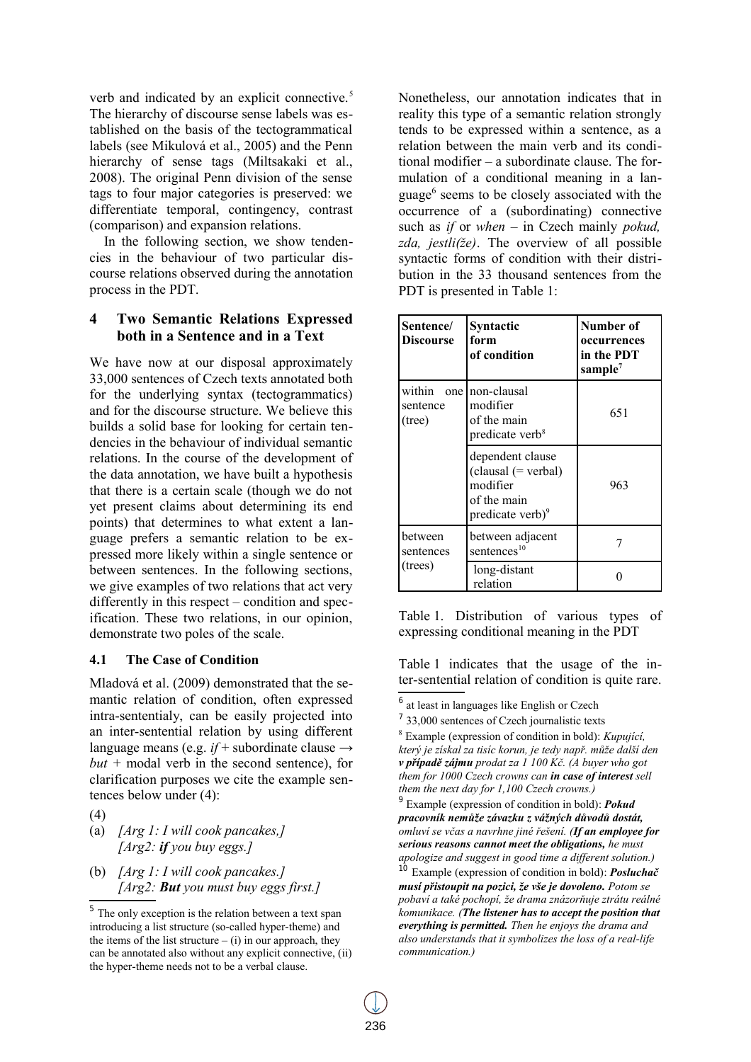verb and indicated by an explicit connective.[5] The hierarchy of discourse sense labels was established on the basis of the tectogrammatical labels (see Mikulová et al., 2005) and the Penn hierarchy of sense tags (Miltsakaki et al., 2008). The original Penn division of the sense tags to four major categories is preserved: we differentiate temporal, contingency, contrast (comparison) and expansion relations.

In the following section, we show tendencies in the behaviour of two particular discourse relations observed during the annotation process in the PDT.

## 4 Two Semantic Relations Expressed both in a Sentence and in a Text

We have now at our disposal approximately 33,000 sentences of Czech texts annotated both for the underlying syntax (tectogrammatics) and for the discourse structure. We believe this builds a solid base for looking for certain tendencies in the behaviour of individual semantic relations. In the course of the development of the data annotation, we have built a hypothesis that there is a certain scale (though we do not yet present claims about determining its end points) that determines to what extent a language prefers a semantic relation to be expressed more likely within a single sentence or between sentences. In the following sections, we give examples of two relations that act very differently in this respect – condition and specification. These two relations, in our opinion, demonstrate two poles of the scale.

### 4.1 The Case of Condition

Mladová et al. (2009) demonstrated that the semantic relation of condition, often expressed intra-sententialy, can be easily projected into an inter-sentential relation by using different language means (e.g. *if* + subordinate clause → *but* + modal verb in the second sentence), for clarification purposes we cite the example sentences below under (4):

(4)

(a) *[Arg 1: I will cook pancakes,]*
*[Arg2: **if** you buy eggs.]*

(b) *[Arg 1: I will cook pancakes.]*
*[Arg2: **But** you must buy eggs first.]*

Nonetheless, our annotation indicates that in reality this type of a semantic relation strongly tends to be expressed within a sentence, as a relation between the main verb and its conditional modifier – a subordinate clause. The formulation of a conditional meaning in a language[6] seems to be closely associated with the occurrence of a (subordinating) connective such as *if* or *when* – in Czech mainly *pokud, zda, jestli(že)*. The overview of all possible syntactic forms of condition with their distribution in the 33 thousand sentences from the PDT is presented in Table 1:

| Sentence/ Discourse | Syntactic form of condition | Number of occurrences in the PDT sample[7] |
|---|---|---|
| within one sentence (tree) | non-clausal modifier of the main predicate verb[8] | 651 |
| | dependent clause (clausal (= verbal) modifier of the main predicate verb)[9] | 963 |
| between sentences (trees) | between adjacent sentences[10] | 7 |
| | long-distant relation | 0 |

Table 1. Distribution of various types of expressing conditional meaning in the PDT

Table 1 indicates that the usage of the inter-sentential relation of condition is quite rare.

---

[5] The only exception is the relation between a text span introducing a list structure (so-called hyper-theme) and the items of the list structure – (i) in our approach, they can be annotated also without any explicit connective, (ii) the hyper-theme needs not to be a verbal clause.

[6] at least in languages like English or Czech

[7] 33,000 sentences of Czech journalistic texts

[8] Example (expression of condition in bold): *Kupující, který je získal za tisíc korun, je tedy např. může další den **v případě zájmu** prodat za 1 100 Kč. (A buyer who got them for 1000 Czech crowns can **in case of interest** sell them the next day for 1,100 Czech crowns.)*

[9] Example (expression of condition in bold): ***Pokud pracovník nemůže závazku z vážných důvodů dostát,** omluví se včas a navrhne jiné řešení. (**If an employee for serious reasons cannot meet the obligations,** he must apologize and suggest in good time a different solution.)*

[10] Example (expression of condition in bold): ***Posluchač musí přistoupit na pozici, že vše je dovoleno.** Potom se pobaví a také pochopí, že drama znázorňuje ztrátu reálné komunikace. (**The listener has to accept the position that everything is permitted.** Then he enjoys the drama and also understands that it symbolizes the loss of a real-life communication.)*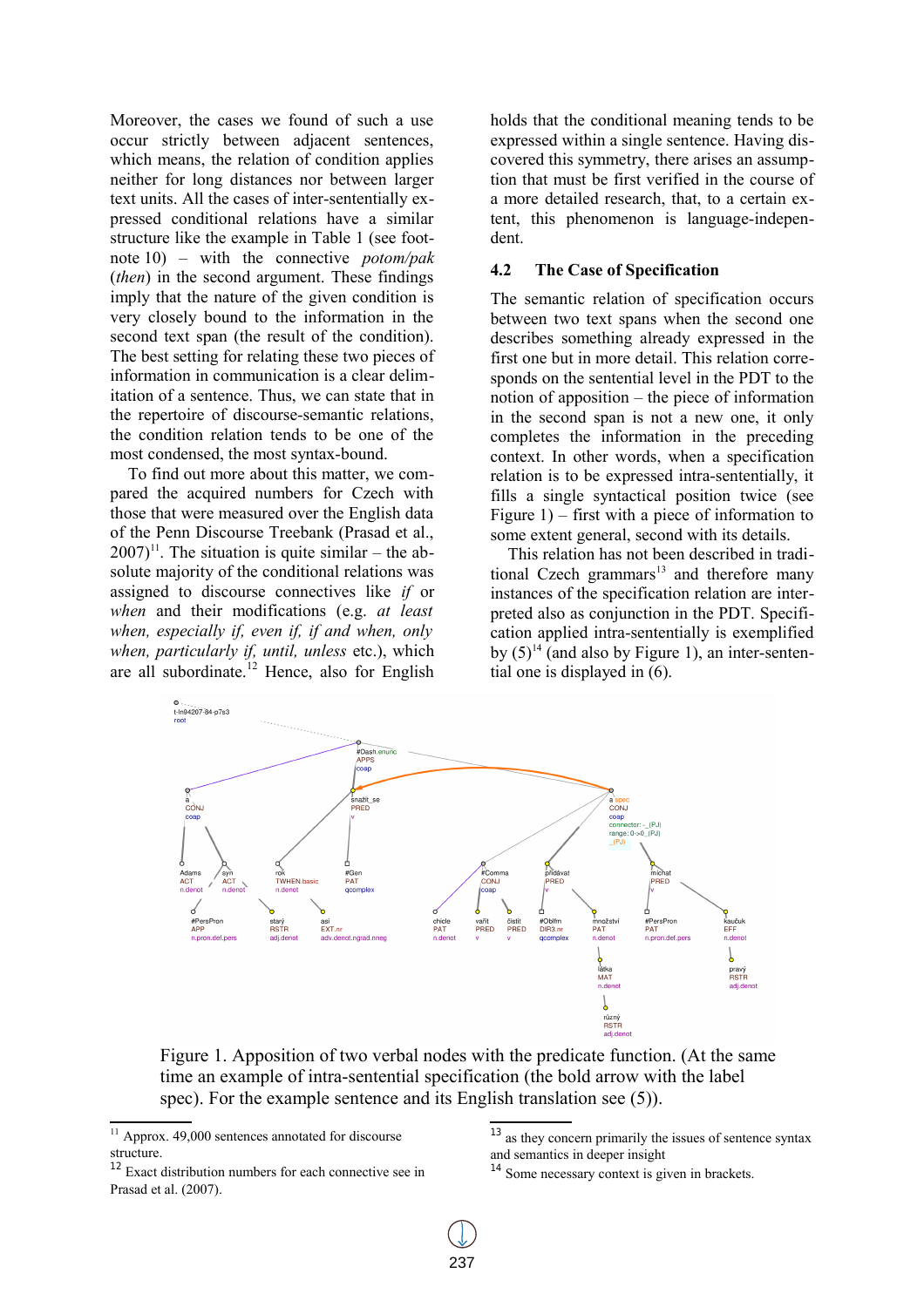Moreover, the cases we found of such a use occur strictly between adjacent sentences, which means, the relation of condition applies neither for long distances nor between larger text units. All the cases of inter-sententially expressed conditional relations have a similar structure like the example in Table 1 (see footnote 10) – with the connective *potom/pak* (*then*) in the second argument. These findings imply that the nature of the given condition is very closely bound to the information in the second text span (the result of the condition). The best setting for relating these two pieces of information in communication is a clear delimitation of a sentence. Thus, we can state that in the repertoire of discourse-semantic relations, the condition relation tends to be one of the most condensed, the most syntax-bound.

To find out more about this matter, we compared the acquired numbers for Czech with those that were measured over the English data of the Penn Discourse Treebank (Prasad et al., 2007)[11]. The situation is quite similar – the absolute majority of the conditional relations was assigned to discourse connectives like *if* or *when* and their modifications (e.g. *at least when, especially if, even if, if and when, only when, particularly if, until, unless* etc.), which are all subordinate.[12] Hence, also for English holds that the conditional meaning tends to be expressed within a single sentence. Having discovered this symmetry, there arises an assumption that must be first verified in the course of a more detailed research, that, to a certain extent, this phenomenon is language-independent.

## 4.2 The Case of Specification

The semantic relation of specification occurs between two text spans when the second one describes something already expressed in the first one but in more detail. This relation corresponds on the sentential level in the PDT to the notion of apposition – the piece of information in the second span is not a new one, it only completes the information in the preceding context. In other words, when a specification relation is to be expressed intra-sententially, it fills a single syntactical position twice (see Figure 1) – first with a piece of information to some extent general, second with its details.

This relation has not been described in traditional Czech grammars[13] and therefore many instances of the specification relation are interpreted also as conjunction in the PDT. Specification applied intra-sententially is exemplified by (5)[14] (and also by Figure 1), an inter-sentential one is displayed in (6).

Figure 1. Apposition of two verbal nodes with the predicate function. (At the same time an example of intra-sentential specification (the bold arrow with the label spec). For the example sentence and its English translation see (5)).

[11] Approx. 49,000 sentences annotated for discourse structure.

[12] Exact distribution numbers for each connective see in Prasad et al. (2007).

[13] as they concern primarily the issues of sentence syntax and semantics in deeper insight

[14] Some necessary context is given in brackets.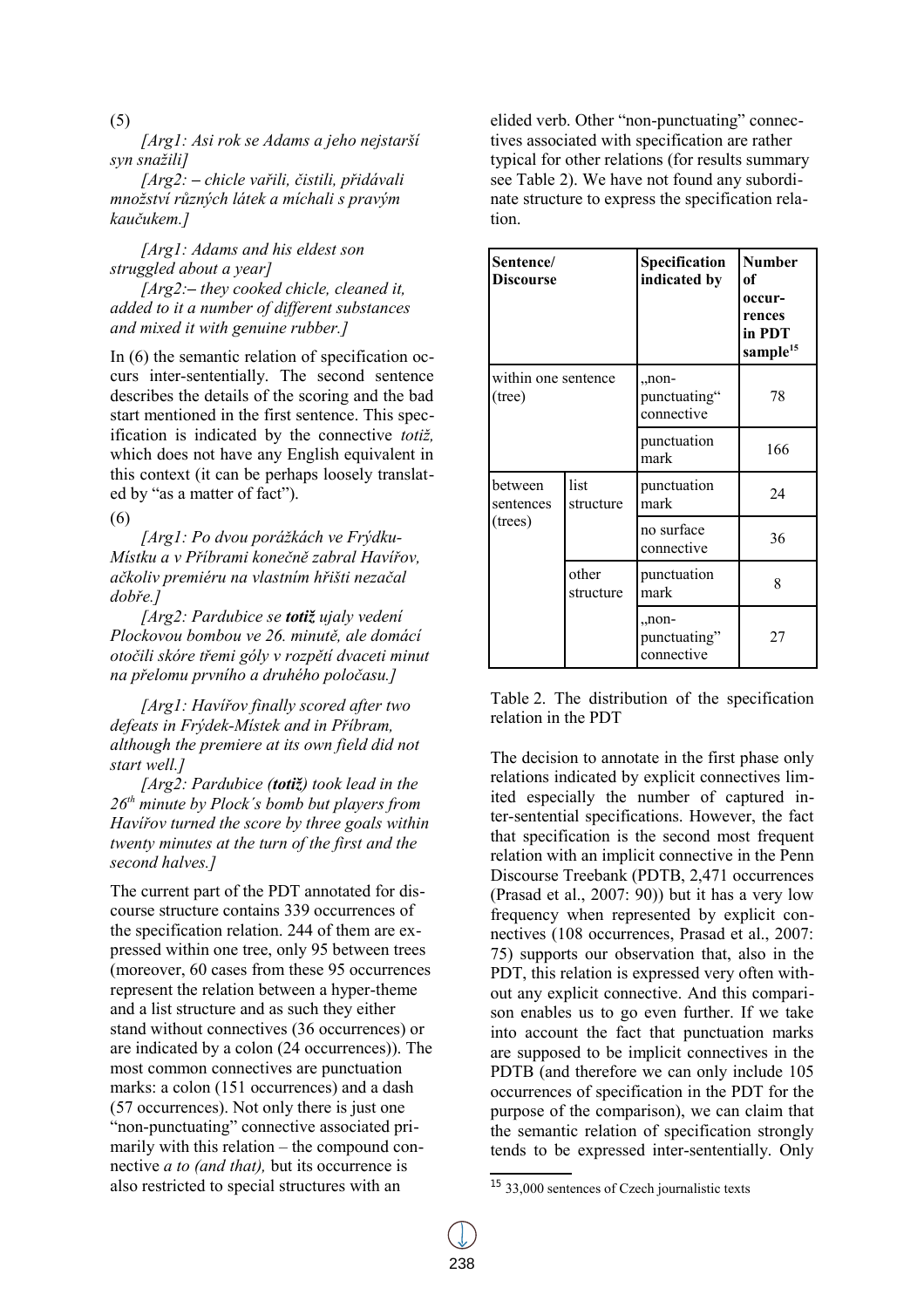(5)

*[Arg1: Asi rok se Adams a jeho nejstarší syn snažili]*

*[Arg2: – chicle vařili, čistili, přidávali množství různých látek a míchali s pravým kaučukem.]*

*[Arg1: Adams and his eldest son struggled about a year]*

*[Arg2:– they cooked chicle, cleaned it, added to it a number of different substances and mixed it with genuine rubber.]*

In (6) the semantic relation of specification occurs inter-sententially. The second sentence describes the details of the scoring and the bad start mentioned in the first sentence. This specification is indicated by the connective *totiž,* which does not have any English equivalent in this context (it can be perhaps loosely translated by "as a matter of fact").

(6)

*[Arg1: Po dvou porážkách ve Frýdku-Místku a v Příbrami konečně zabral Havířov, ačkoliv premiéru na vlastním hřišti nezačal dobře.]*

*[Arg2: Pardubice se **totiž** ujaly vedení Plockovou bombou ve 26. minutě, ale domácí otočili skóre třemi góly v rozpětí dvaceti minut na přelomu prvního a druhého poločasu.]*

*[Arg1: Havířov finally scored after two defeats in Frýdek-Místek and in Příbram, although the premiere at its own field did not start well.]*

*[Arg2: Pardubice **(totiž)** took lead in the 26th minute by Plock´s bomb but players from Havířov turned the score by three goals within twenty minutes at the turn of the first and the second halves.]*

The current part of the PDT annotated for discourse structure contains 339 occurrences of the specification relation. 244 of them are expressed within one tree, only 95 between trees (moreover, 60 cases from these 95 occurrences represent the relation between a hyper-theme and a list structure and as such they either stand without connectives (36 occurrences) or are indicated by a colon (24 occurrences)). The most common connectives are punctuation marks: a colon (151 occurrences) and a dash (57 occurrences). Not only there is just one "non-punctuating" connective associated primarily with this relation – the compound connective *a to (and that),* but its occurrence is also restricted to special structures with an elided verb. Other "non-punctuating" connectives associated with specification are rather typical for other relations (for results summary see Table 2). We have not found any subordinate structure to express the specification relation.

| Sentence/ Discourse | | Specification indicated by | Number of occurrences in PDT sample[15] |
|---|---|---|---|
| within one sentence (tree) | | „non-punctuating" connective | 78 |
| | | punctuation mark | 166 |
| between sentences (trees) | list structure | punctuation mark | 24 |
| | | no surface connective | 36 |
| | other structure | punctuation mark | 8 |
| | | „non-punctuating" connective | 27 |

Table 2. The distribution of the specification relation in the PDT

The decision to annotate in the first phase only relations indicated by explicit connectives limited especially the number of captured inter-sentential specifications. However, the fact that specification is the second most frequent relation with an implicit connective in the Penn Discourse Treebank (PDTB, 2,471 occurrences (Prasad et al., 2007: 90)) but it has a very low frequency when represented by explicit connectives (108 occurrences, Prasad et al., 2007: 75) supports our observation that, also in the PDT, this relation is expressed very often without any explicit connective. And this comparison enables us to go even further. If we take into account the fact that punctuation marks are supposed to be implicit connectives in the PDTB (and therefore we can only include 105 occurrences of specification in the PDT for the purpose of the comparison), we can claim that the semantic relation of specification strongly tends to be expressed inter-sententially. Only

[15] 33,000 sentences of Czech journalistic texts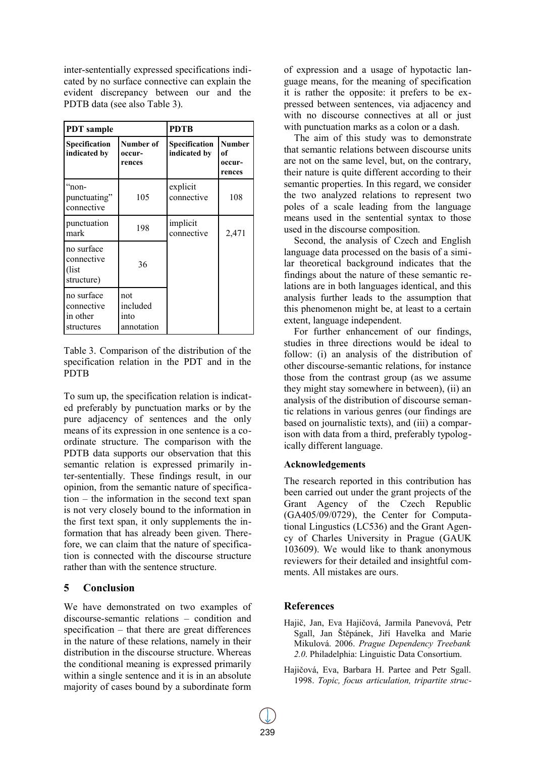inter-sententially expressed specifications indicated by no surface connective can explain the evident discrepancy between our and the PDTB data (see also Table 3).

| PDT sample | | PDTB | |
|---|---|---|---|
| **Specification indicated by** | **Number of occurrences** | **Specification indicated by** | **Number of occurrences** |
| "non-punctuating" connective | 105 | explicit connective | 108 |
| punctuation mark | 198 | implicit connective | 2,471 |
| no surface connective (list structure) | 36 | | |
| no surface connective in other structures | not included into annotation | | |

Table 3. Comparison of the distribution of the specification relation in the PDT and in the PDTB

To sum up, the specification relation is indicated preferably by punctuation marks or by the pure adjacency of sentences and the only means of its expression in one sentence is a coordinate structure. The comparison with the PDTB data supports our observation that this semantic relation is expressed primarily inter-sententially. These findings result, in our opinion, from the semantic nature of specification – the information in the second text span is not very closely bound to the information in the first text span, it only supplements the information that has already been given. Therefore, we can claim that the nature of specification is connected with the discourse structure rather than with the sentence structure.

## 5 Conclusion

We have demonstrated on two examples of discourse-semantic relations – condition and specification – that there are great differences in the nature of these relations, namely in their distribution in the discourse structure. Whereas the conditional meaning is expressed primarily within a single sentence and it is in an absolute majority of cases bound by a subordinate form of expression and a usage of hypotactic language means, for the meaning of specification it is rather the opposite: it prefers to be expressed between sentences, via adjacency and with no discourse connectives at all or just with punctuation marks as a colon or a dash.

The aim of this study was to demonstrate that semantic relations between discourse units are not on the same level, but, on the contrary, their nature is quite different according to their semantic properties. In this regard, we consider the two analyzed relations to represent two poles of a scale leading from the language means used in the sentential syntax to those used in the discourse composition.

Second, the analysis of Czech and English language data processed on the basis of a similar theoretical background indicates that the findings about the nature of these semantic relations are in both languages identical, and this analysis further leads to the assumption that this phenomenon might be, at least to a certain extent, language independent.

For further enhancement of our findings, studies in three directions would be ideal to follow: (i) an analysis of the distribution of other discourse-semantic relations, for instance those from the contrast group (as we assume they might stay somewhere in between), (ii) an analysis of the distribution of discourse semantic relations in various genres (our findings are based on journalistic texts), and (iii) a comparison with data from a third, preferably typologically different language.

### Acknowledgements

The research reported in this contribution has been carried out under the grant projects of the Grant Agency of the Czech Republic (GA405/09/0729), the Center for Computational Lingustics (LC536) and the Grant Agency of Charles University in Prague (GAUK 103609). We would like to thank anonymous reviewers for their detailed and insightful comments. All mistakes are ours.

## References

Hajič, Jan, Eva Hajičová, Jarmila Panevová, Petr Sgall, Jan Štěpánek, Jiří Havelka and Marie Mikulová. 2006. *Prague Dependency Treebank 2.0*. Philadelphia: Linguistic Data Consortium.

Hajičová, Eva, Barbara H. Partee and Petr Sgall. 1998. *Topic, focus articulation, tripartite struc-*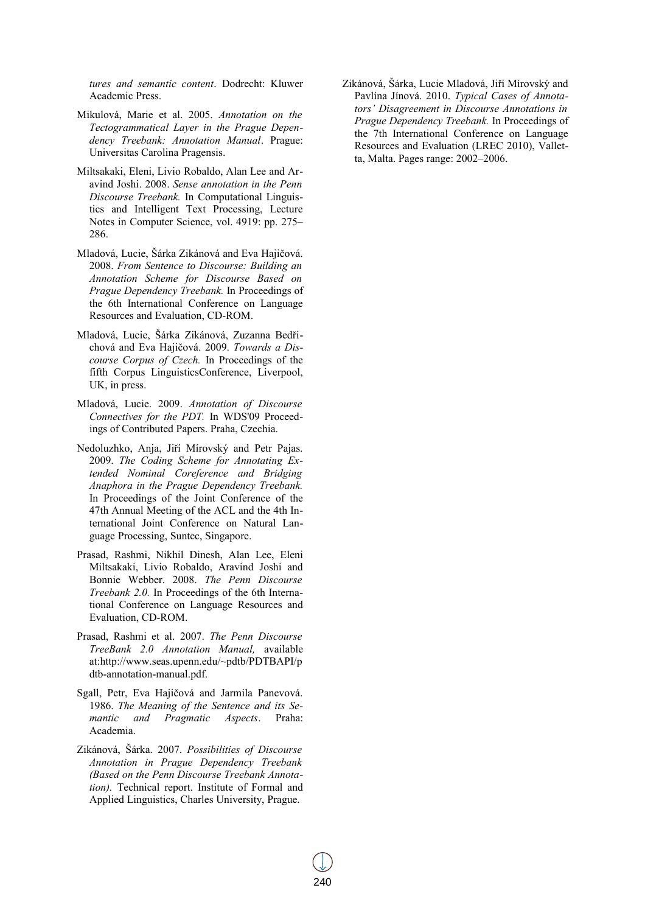*tures and semantic content*. Dodrecht: Kluwer Academic Press.

Mikulová, Marie et al. 2005. *Annotation on the Tectogrammatical Layer in the Prague Dependency Treebank: Annotation Manual*. Prague: Universitas Carolina Pragensis.

Miltsakaki, Eleni, Livio Robaldo, Alan Lee and Aravind Joshi. 2008. *Sense annotation in the Penn Discourse Treebank.* In Computational Linguistics and Intelligent Text Processing, Lecture Notes in Computer Science, vol. 4919: pp. 275–286.

Mladová, Lucie, Šárka Zikánová and Eva Hajičová. 2008. *From Sentence to Discourse: Building an Annotation Scheme for Discourse Based on Prague Dependency Treebank.* In Proceedings of the 6th International Conference on Language Resources and Evaluation, CD-ROM.

Mladová, Lucie, Šárka Zikánová, Zuzanna Bedřichová and Eva Hajičová. 2009. *Towards a Discourse Corpus of Czech.* In Proceedings of the fifth Corpus LinguisticsConference, Liverpool, UK, in press.

Mladová, Lucie. 2009. *Annotation of Discourse Connectives for the PDT.* In WDS'09 Proceedings of Contributed Papers. Praha, Czechia.

Nedoluzhko, Anja, Jiří Mírovský and Petr Pajas. 2009. *The Coding Scheme for Annotating Extended Nominal Coreference and Bridging Anaphora in the Prague Dependency Treebank.* In Proceedings of the Joint Conference of the 47th Annual Meeting of the ACL and the 4th International Joint Conference on Natural Language Processing, Suntec, Singapore.

Prasad, Rashmi, Nikhil Dinesh, Alan Lee, Eleni Miltsakaki, Livio Robaldo, Aravind Joshi and Bonnie Webber. 2008. *The Penn Discourse Treebank 2.0.* In Proceedings of the 6th International Conference on Language Resources and Evaluation, CD-ROM.

Prasad, Rashmi et al. 2007. *The Penn Discourse TreeBank 2.0 Annotation Manual,* available at:http://www.seas.upenn.edu/~pdtb/PDTBAPI/pdtb-annotation-manual.pdf.

Sgall, Petr, Eva Hajičová and Jarmila Panevová. 1986. *The Meaning of the Sentence and its Semantic and Pragmatic Aspects*. Praha: Academia.

Zikánová, Šárka. 2007. *Possibilities of Discourse Annotation in Prague Dependency Treebank (Based on the Penn Discourse Treebank Annotation).* Technical report. Institute of Formal and Applied Linguistics, Charles University, Prague.

Zikánová, Šárka, Lucie Mladová, Jiří Mírovský and Pavlína Jínová. 2010. *Typical Cases of Annotators' Disagreement in Discourse Annotations in Prague Dependency Treebank.* In Proceedings of the 7th International Conference on Language Resources and Evaluation (LREC 2010), Valletta, Malta. Pages range: 2002–2006.